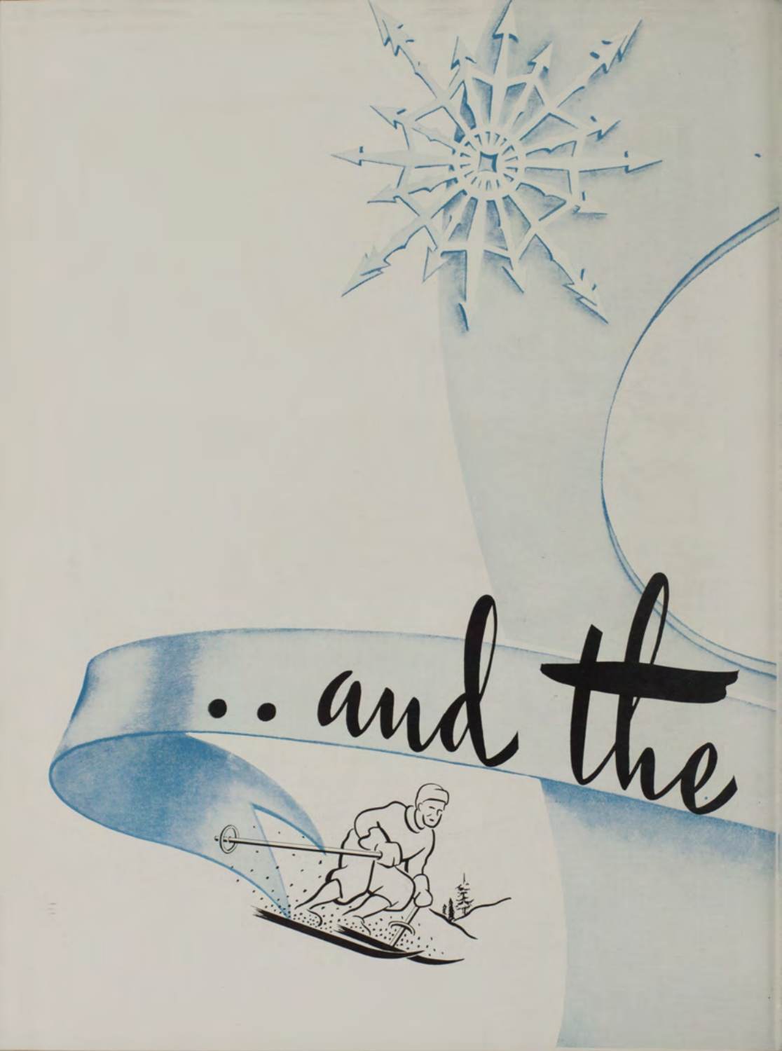.. and the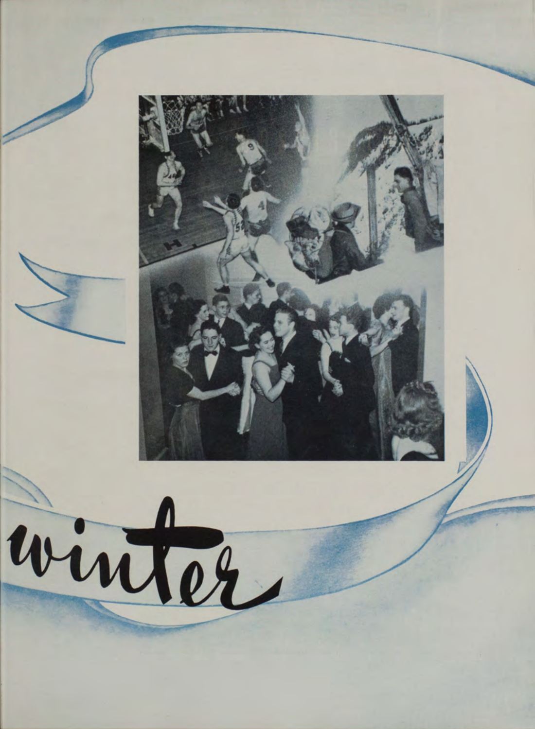# winter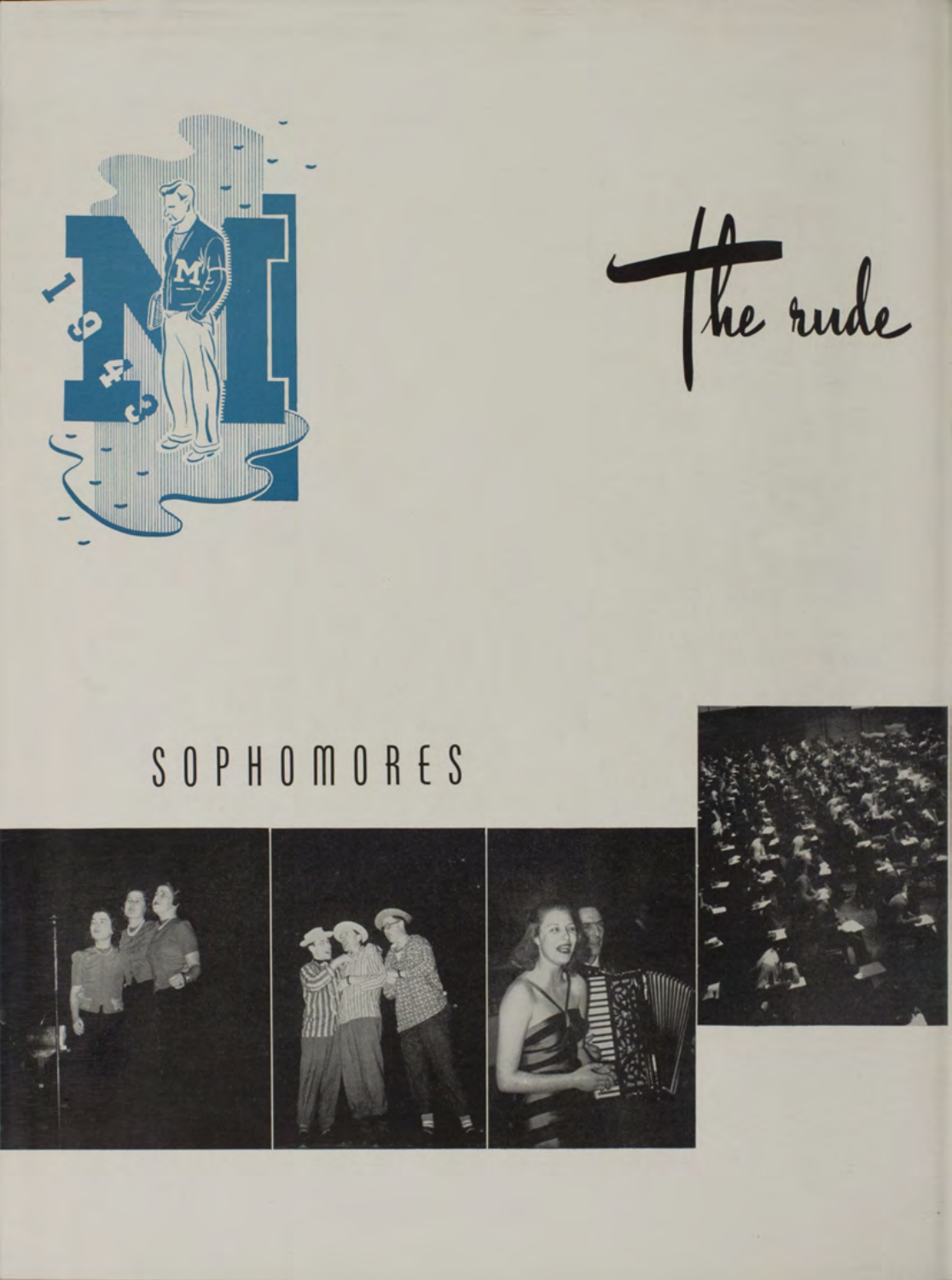The rude

# SOPHOMORES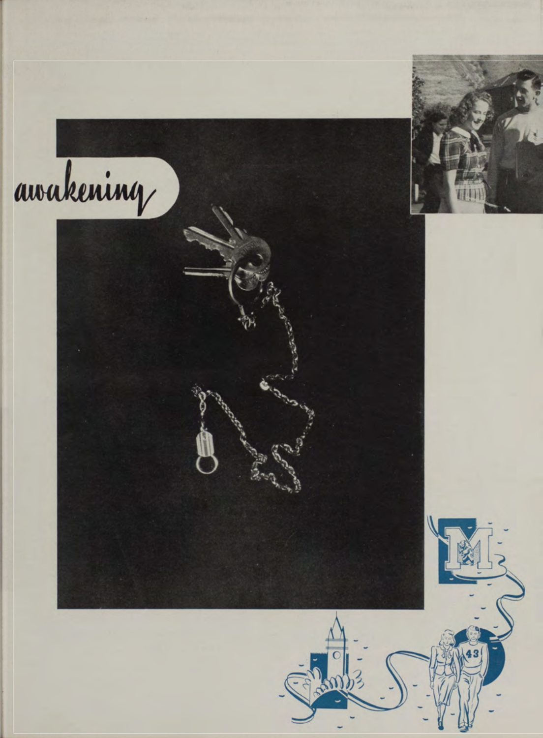awakening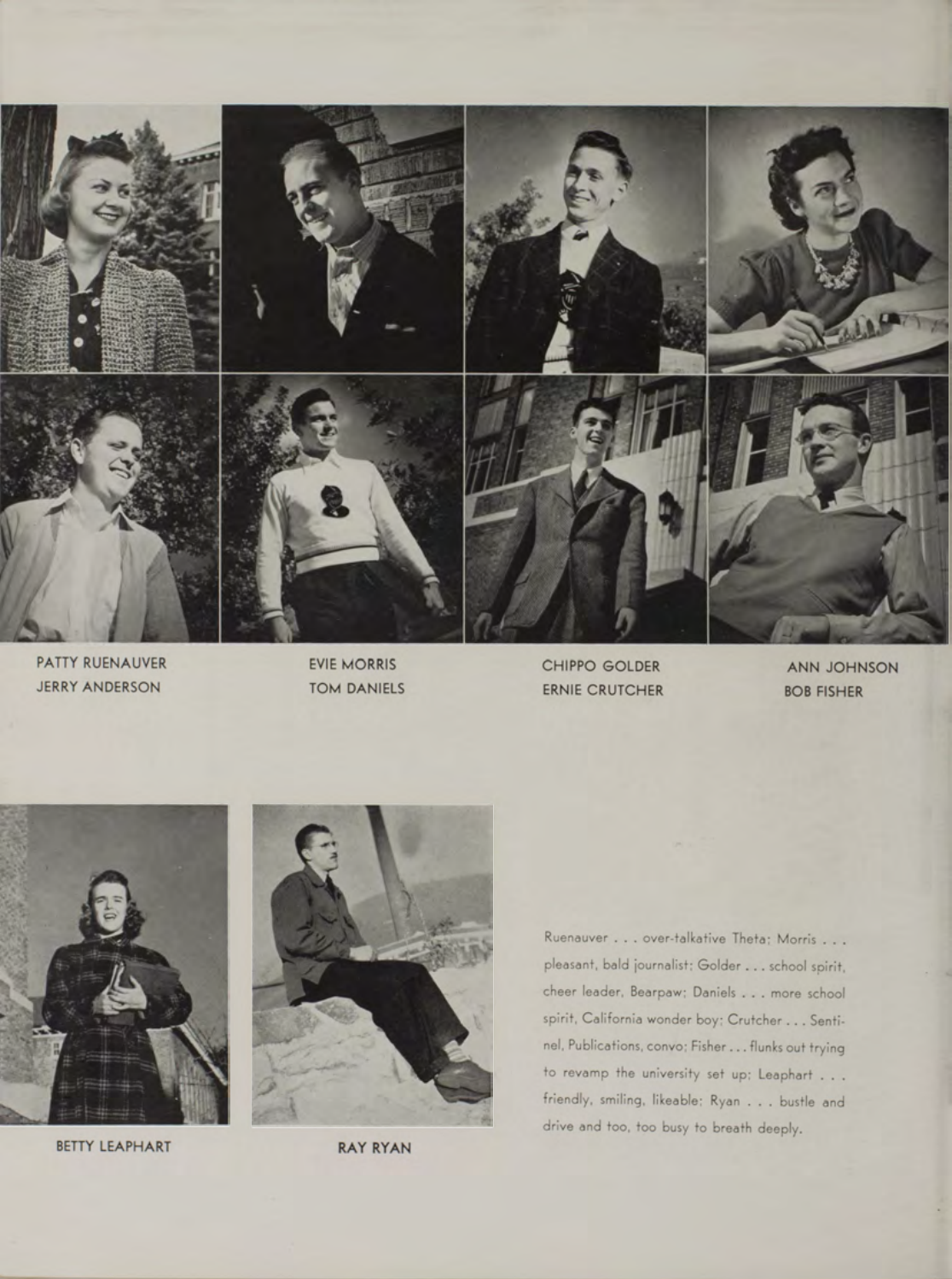PATTY RUENAUVER
JERRY ANDERSON

EVIE MORRIS
TOM DANIELS

CHIPPO GOLDER
ERNIE CRUTCHER

ANN JOHNSON
BOB FISHER

BETTY LEAPHART

RAY RYAN

Ruenauver . . . over-talkative Theta; Morris . . . pleasant, bald journalist; Golder . . . school spirit, cheer leader, Bearpaw; Daniels . . . more school spirit, California wonder boy; Crutcher . . . Sentinel, Publications, convo; Fisher . . . flunks out trying to revamp the university set up; Leaphart . . . friendly, smiling, likeable; Ryan . . . bustle and drive and too, too busy to breath deeply.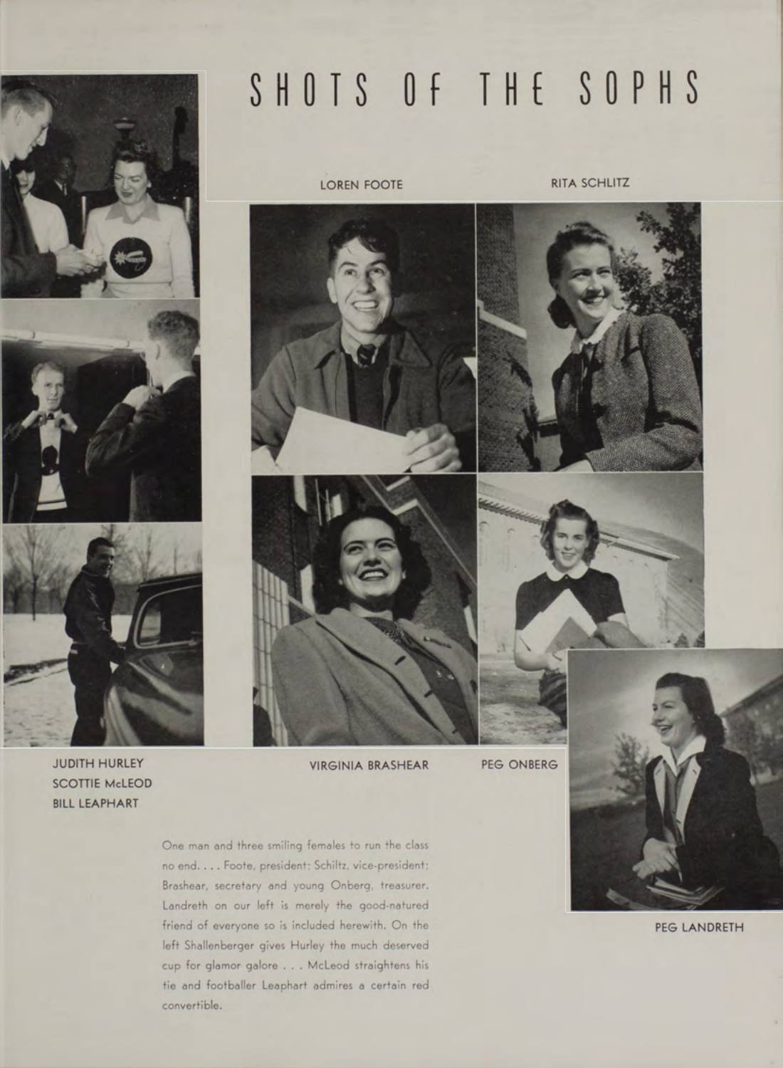# SHOTS OF THE SOPHS

LOREN FOOTE

RITA SCHLITZ

JUDITH HURLEY
SCOTTIE McLEOD
BILL LEAPHART

VIRGINIA BRASHEAR

PEG ONBERG

PEG LANDRETH

One man and three smiling females to run the class no end. . . . Foote, president; Schiltz, vice-president; Brashear, secretary and young Onberg, treasurer. Landreth on our left is merely the good-natured friend of everyone so is included herewith. On the left Shallenberger gives Hurley the much deserved cup for glamor galore . . . McLeod straightens his tie and footballer Leaphart admires a certain red convertible.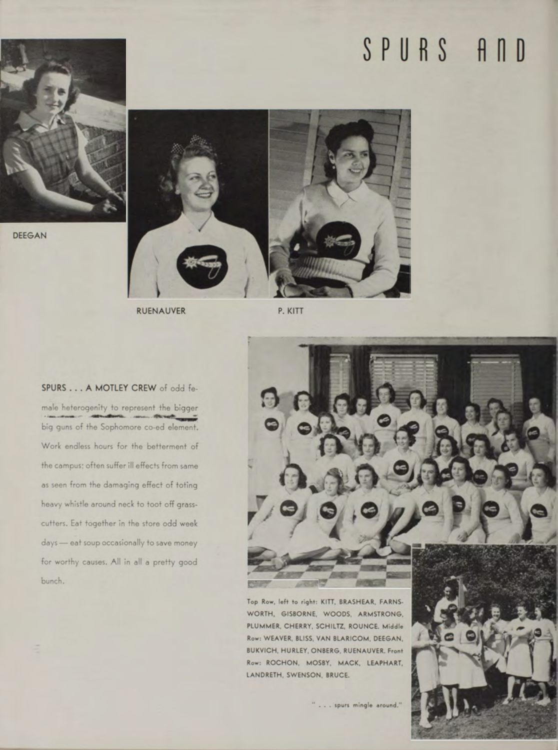# SPURS AND

DEEGAN

RUENAUVER

P. KITT

**SPURS . . . A MOTLEY CREW** of odd female heterogenity to represent the bigger big guns of the Sophomore co-ed element. Work endless hours for the betterment of the campus; often suffer ill effects from same as seen from the damaging effect of toting heavy whistle around neck to toot off grass-cutters. Eat together in the store odd week days — eat soup occasionally to save money for worthy causes. All in all a pretty good bunch.

Top Row, left to right: KITT, BRASHEAR, FARNSWORTH, GISBORNE, WOODS, ARMSTRONG, PLUMMER, CHERRY, SCHILTZ, ROUNCE. Middle Row: WEAVER, BLISS, VAN BLARICOM, DEEGAN, BUKVICH, HURLEY, ONBERG, RUENAUVER. Front Row: ROCHON, MOSBY, MACK, LEAPHART, LANDRETH, SWENSON, BRUCE.

" . . . spurs mingle around."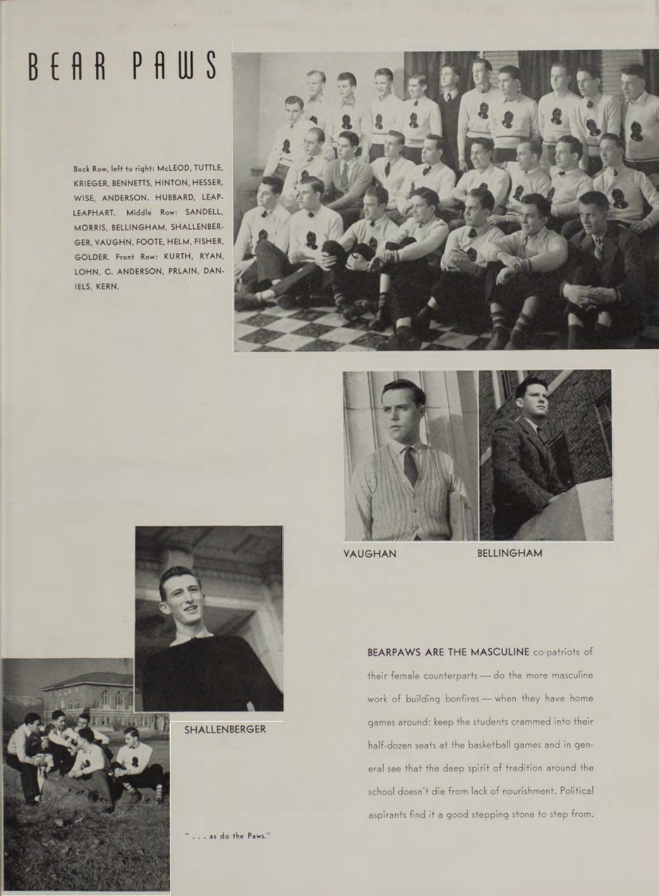# BEAR PAWS

Back Row, left to right: McLEOD, TUTTLE, KRIEGER, BENNETTS, HINTON, HESSER, WISE, ANDERSON. HUBBARD, LEAP-LEAPHART. Middle Row: SANDELL, MORRIS, BELLINGHAM, SHALLENBERGER, VAUGHN, FOOTE, HELM, FISHER, GOLDER. Front Row: KURTH, RYAN, LOHN, C. ANDERSON, PRLAIN, DANIELS, KERN.

VAUGHAN

BELLINGHAM

SHALLENBERGER

". . . as do the Paws."

**BEARPAWS ARE THE MASCULINE** co-patriots of their female counterparts — do the more masculine work of building bonfires — when they have home games around; keep the students crammed into their half-dozen seats at the basketball games and in general see that the deep spirit of tradition around the school doesn't die from lack of nourishment. Political aspirants find it a good stepping stone to step from.